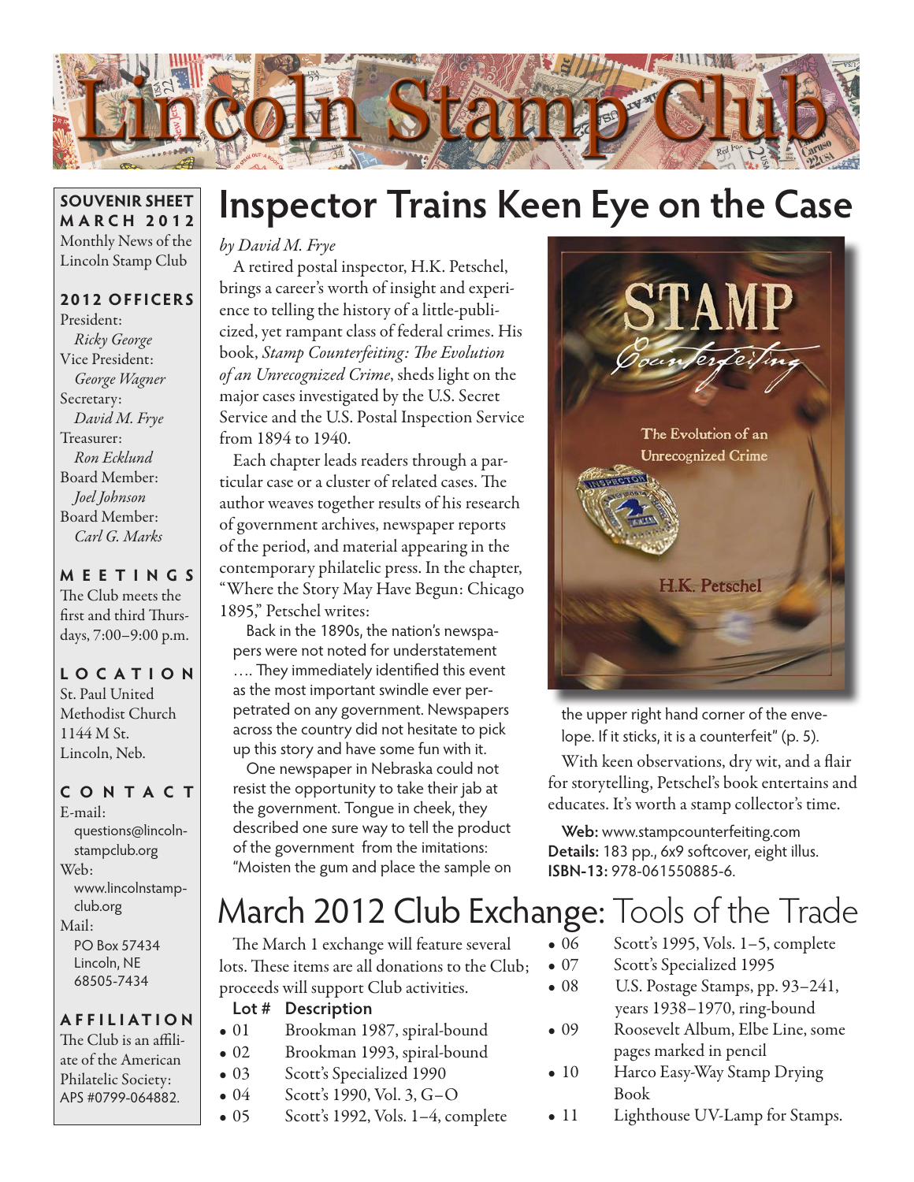# Lincoln Stamp Club

**SOUVENIR SHEET**
**MARCH 2012**
Monthly News of the Lincoln Stamp Club

**2012 OFFICERS**
President:
*Ricky George*
Vice President:
*George Wagner*
Secretary:
*David M. Frye*
Treasurer:
*Ron Ecklund*
Board Member:
*Joel Johnson*
Board Member:
*Carl G. Marks*

**MEETINGS**
The Club meets the first and third Thursdays, 7:00–9:00 p.m.

**LOCATION**
St. Paul United Methodist Church
1144 M St.
Lincoln, Neb.

**CONTACT**
E-mail:
questions@lincolnstampclub.org
Web:
www.lincolnstampclub.org
Mail:
PO Box 57434
Lincoln, NE
68505-7434

**AFFILIATION**
The Club is an affiliate of the American Philatelic Society: APS #0799-064882.

## Inspector Trains Keen Eye on the Case

*by David M. Frye*

A retired postal inspector, H.K. Petschel, brings a career's worth of insight and experience to telling the history of a little-publicized, yet rampant class of federal crimes. His book, *Stamp Counterfeiting: The Evolution of an Unrecognized Crime*, sheds light on the major cases investigated by the U.S. Secret Service and the U.S. Postal Inspection Service from 1894 to 1940.

Each chapter leads readers through a particular case or a cluster of related cases. The author weaves together results of his research of government archives, newspaper reports of the period, and material appearing in the contemporary philatelic press. In the chapter, "Where the Story May Have Begun: Chicago 1895," Petschel writes:

> Back in the 1890s, the nation's newspapers were not noted for understatement …. They immediately identified this event as the most important swindle ever perpetrated on any government. Newspapers across the country did not hesitate to pick up this story and have some fun with it.
>
> One newspaper in Nebraska could not resist the opportunity to take their jab at the government. Tongue in cheek, they described one sure way to tell the product of the government from the imitations: "Moisten the gum and place the sample on the upper right hand corner of the envelope. If it sticks, it is a counterfeit" (p. 5).

With keen observations, dry wit, and a flair for storytelling, Petschel's book entertains and educates. It's worth a stamp collector's time.

**Web:** www.stampcounterfeiting.com
**Details:** 183 pp., 6x9 softcover, eight illus.
**ISBN-13:** 978-061550885-6.

## March 2012 Club Exchange: Tools of the Trade

The March 1 exchange will feature several lots. These items are all donations to the Club; proceeds will support Club activities.

| Lot # | Description |
|---|---|
| 01 | Brookman 1987, spiral-bound |
| 02 | Brookman 1993, spiral-bound |
| 03 | Scott's Specialized 1990 |
| 04 | Scott's 1990, Vol. 3, G–O |
| 05 | Scott's 1992, Vols. 1–4, complete |
| 06 | Scott's 1995, Vols. 1–5, complete |
| 07 | Scott's Specialized 1995 |
| 08 | U.S. Postage Stamps, pp. 93–241, years 1938–1970, ring-bound |
| 09 | Roosevelt Album, Elbe Line, some pages marked in pencil |
| 10 | Harco Easy-Way Stamp Drying Book |
| 11 | Lighthouse UV-Lamp for Stamps. |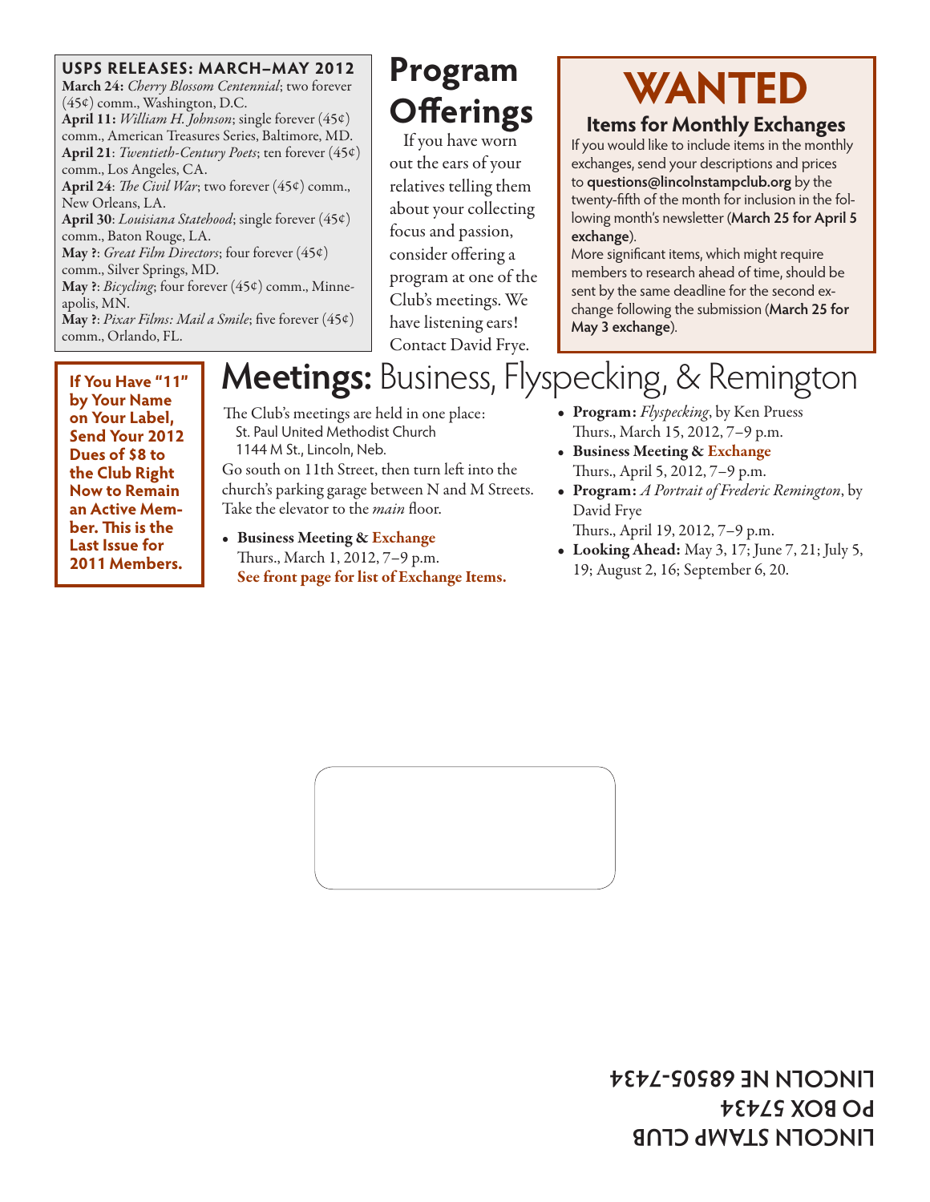## USPS RELEASES: MARCH–MAY 2012

**March 24:** *Cherry Blossom Centennial*; two forever (45¢) comm., Washington, D.C.
**April 11:** *William H. Johnson*; single forever (45¢) comm., American Treasures Series, Baltimore, MD.
**April 21**: *Twentieth-Century Poets*; ten forever (45¢) comm., Los Angeles, CA.
**April 24**: *The Civil War*; two forever (45¢) comm., New Orleans, LA.
**April 30**: *Louisiana Statehood*; single forever (45¢) comm., Baton Rouge, LA.
**May ?**: *Great Film Directors*; four forever (45¢) comm., Silver Springs, MD.
**May ?**: *Bicycling*; four forever (45¢) comm., Minneapolis, MN.
**May ?**: *Pixar Films: Mail a Smile*; five forever (45¢) comm., Orlando, FL.

# Program Offerings

If you have worn out the ears of your relatives telling them about your collecting focus and passion, consider offering a program at one of the Club's meetings. We have listening ears! Contact David Frye.

# WANTED

### Items for Monthly Exchanges

If you would like to include items in the monthly exchanges, send your descriptions and prices to **questions@lincolnstampclub.org** by the twenty-fifth of the month for inclusion in the following month's newsletter (**March 25 for April 5 exchange**).

More significant items, which might require members to research ahead of time, should be sent by the same deadline for the second exchange following the submission (**March 25 for May 3 exchange**).

**If You Have "11" by Your Name on Your Label, Send Your 2012 Dues of $8 to the Club Right Now to Remain an Active Member. This is the Last Issue for 2011 Members.**

# Meetings: Business, Flyspecking, & Remington

The Club's meetings are held in one place:
St. Paul United Methodist Church
1144 M St., Lincoln, Neb.
Go south on 11th Street, then turn left into the church's parking garage between N and M Streets. Take the elevator to the *main* floor.

- **Business Meeting & Exchange**
  Thurs., March 1, 2012, 7–9 p.m.
  **See front page for list of Exchange Items.**
- **Program:** *Flyspecking*, by Ken Pruess
  Thurs., March 15, 2012, 7–9 p.m.
- **Business Meeting & Exchange**
  Thurs., April 5, 2012, 7–9 p.m.
- **Program:** *A Portrait of Frederic Remington*, by David Frye
  Thurs., April 19, 2012, 7–9 p.m.
- **Looking Ahead:** May 3, 17; June 7, 21; July 5, 19; August 2, 16; September 6, 20.

**LINCOLN STAMP CLUB**
**PO BOX 57434**
**LINCOLN NE 68505-7434**